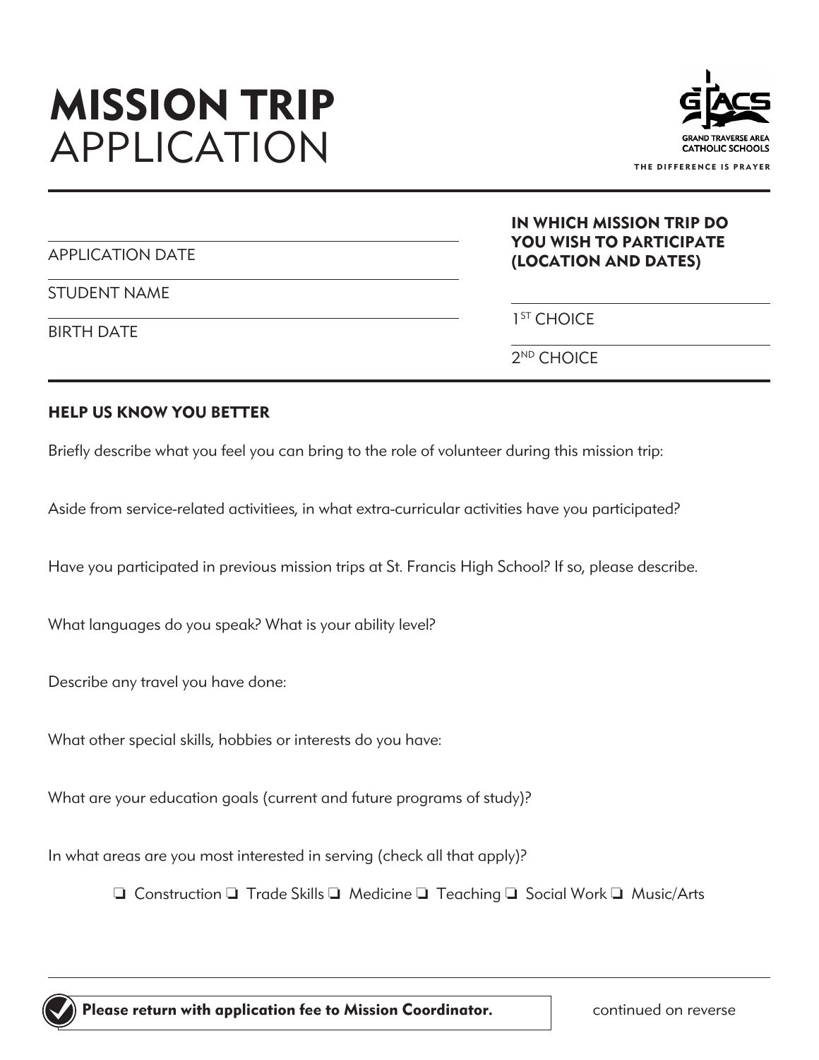# MISSION TRIP APPLICATION

GRAND TRAVERSE AREA CATHOLIC SCHOOLS

THE DIFFERENCE IS PRAYER

APPLICATION DATE

STUDENT NAME

BIRTH DATE

**IN WHICH MISSION TRIP DO YOU WISH TO PARTICIPATE (LOCATION AND DATES)**

1ST CHOICE

2ND CHOICE

## HELP US KNOW YOU BETTER

Briefly describe what you feel you can bring to the role of volunteer during this mission trip:

Aside from service-related activitiees, in what extra-curricular activities have you participated?

Have you participated in previous mission trips at St. Francis High School? If so, please describe.

What languages do you speak? What is your ability level?

Describe any travel you have done:

What other special skills, hobbies or interests do you have:

What are your education goals (current and future programs of study)?

In what areas are you most interested in serving (check all that apply)?

❏ Construction ❏ Trade Skills ❏ Medicine ❏ Teaching ❏ Social Work ❏ Music/Arts

**Please return with application fee to Mission Coordinator.**

continued on reverse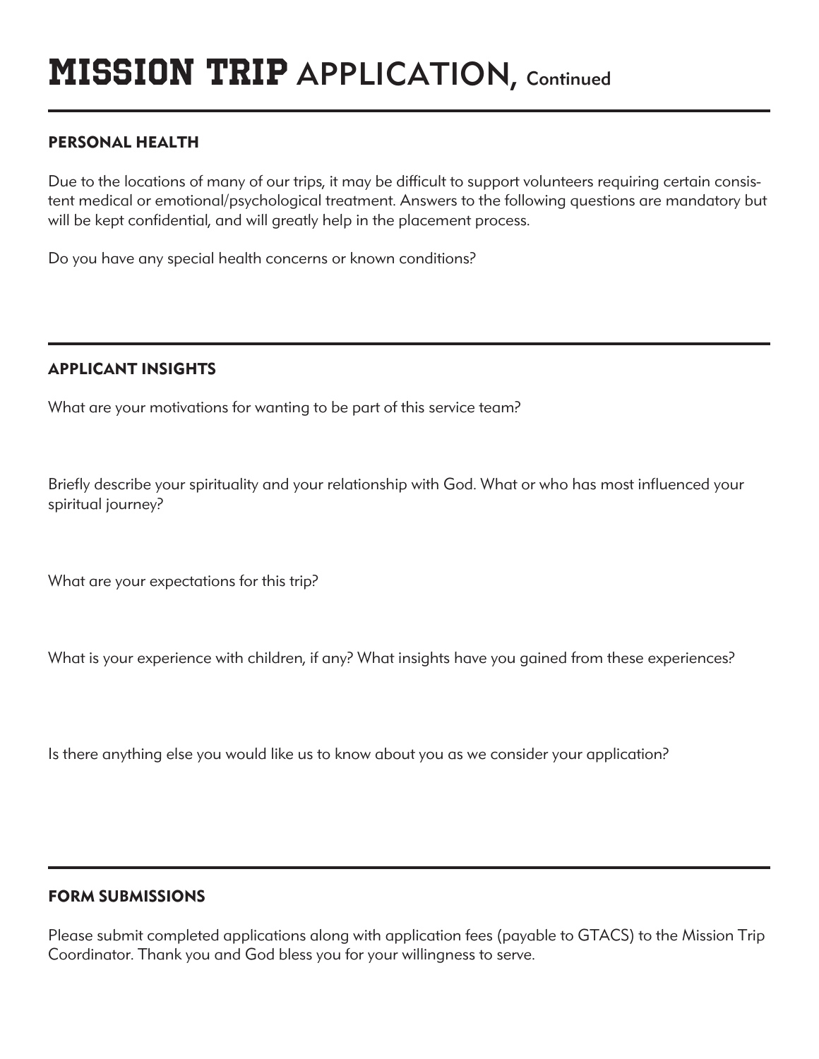# MISSION TRIP APPLICATION, Continued

---

## PERSONAL HEALTH

Due to the locations of many of our trips, it may be difficult to support volunteers requiring certain consistent medical or emotional/psychological treatment. Answers to the following questions are mandatory but will be kept confidential, and will greatly help in the placement process.

Do you have any special health concerns or known conditions?

---

## APPLICANT INSIGHTS

What are your motivations for wanting to be part of this service team?

Briefly describe your spirituality and your relationship with God. What or who has most influenced your spiritual journey?

What are your expectations for this trip?

What is your experience with children, if any? What insights have you gained from these experiences?

Is there anything else you would like us to know about you as we consider your application?

---

## FORM SUBMISSIONS

Please submit completed applications along with application fees (payable to GTACS) to the Mission Trip Coordinator. Thank you and God bless you for your willingness to serve.